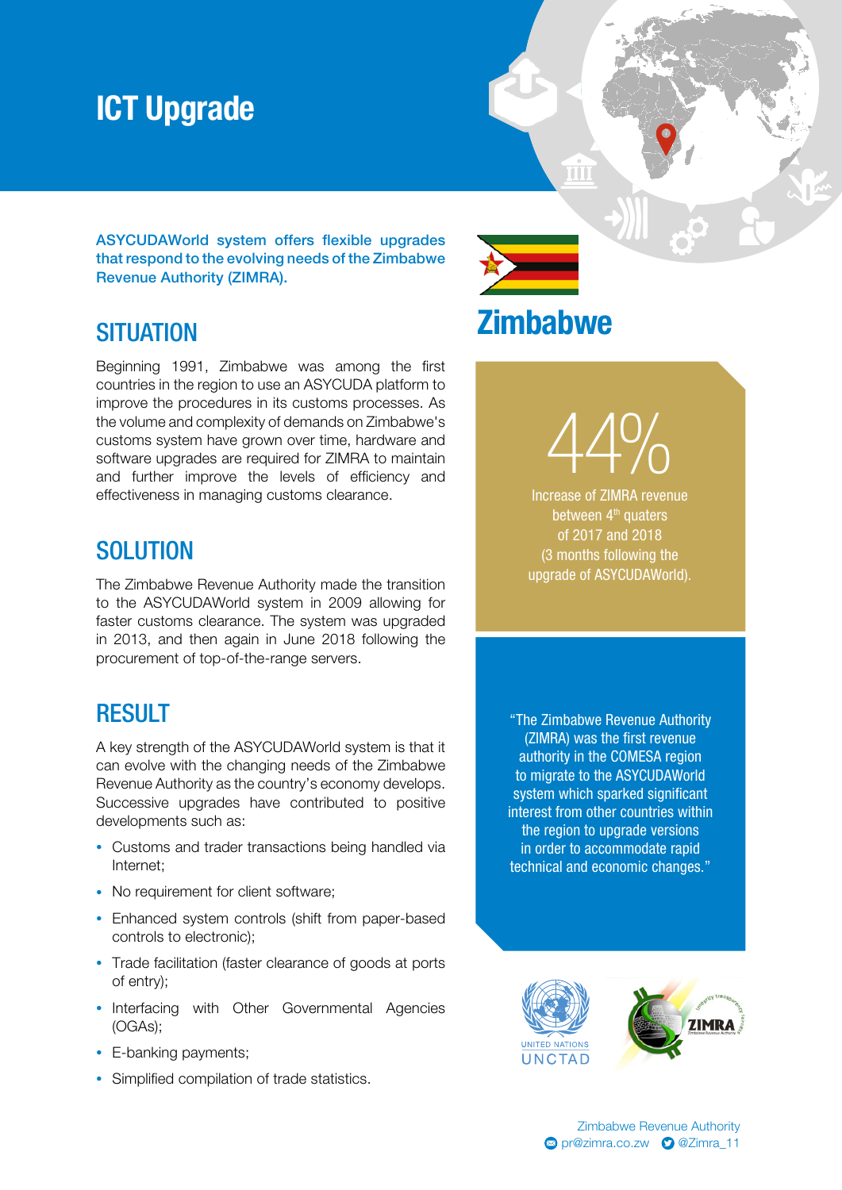# ICT Upgrade

**ASYCUDAWorld system offers flexible upgrades that respond to the evolving needs of the Zimbabwe Revenue Authority (ZIMRA).**

## SITUATION

Beginning 1991, Zimbabwe was among the first countries in the region to use an ASYCUDA platform to improve the procedures in its customs processes. As the volume and complexity of demands on Zimbabwe's customs system have grown over time, hardware and software upgrades are required for ZIMRA to maintain and further improve the levels of efficiency and effectiveness in managing customs clearance.

## SOLUTION

The Zimbabwe Revenue Authority made the transition to the ASYCUDAWorld system in 2009 allowing for faster customs clearance. The system was upgraded in 2013, and then again in June 2018 following the procurement of top-of-the-range servers.

## RESULT

A key strength of the ASYCUDAWorld system is that it can evolve with the changing needs of the Zimbabwe Revenue Authority as the country's economy develops. Successive upgrades have contributed to positive developments such as:

- Customs and trader transactions being handled via Internet;
- No requirement for client software;
- Enhanced system controls (shift from paper-based controls to electronic);
- Trade facilitation (faster clearance of goods at ports of entry);
- Interfacing with Other Governmental Agencies (OGAs);
- E-banking payments;
- Simplified compilation of trade statistics.

# Zimbabwe

**44%**

Increase of ZIMRA revenue between 4th quaters of 2017 and 2018 (3 months following the upgrade of ASYCUDAWorld).

"The Zimbabwe Revenue Authority (ZIMRA) was the first revenue authority in the COMESA region to migrate to the ASYCUDAWorld system which sparked significant interest from other countries within the region to upgrade versions in order to accommodate rapid technical and economic changes."

UNITED NATIONS UNCTAD

ZIMRA

Zimbabwe Revenue Authority
pr@zimra.co.zw @Zimra_11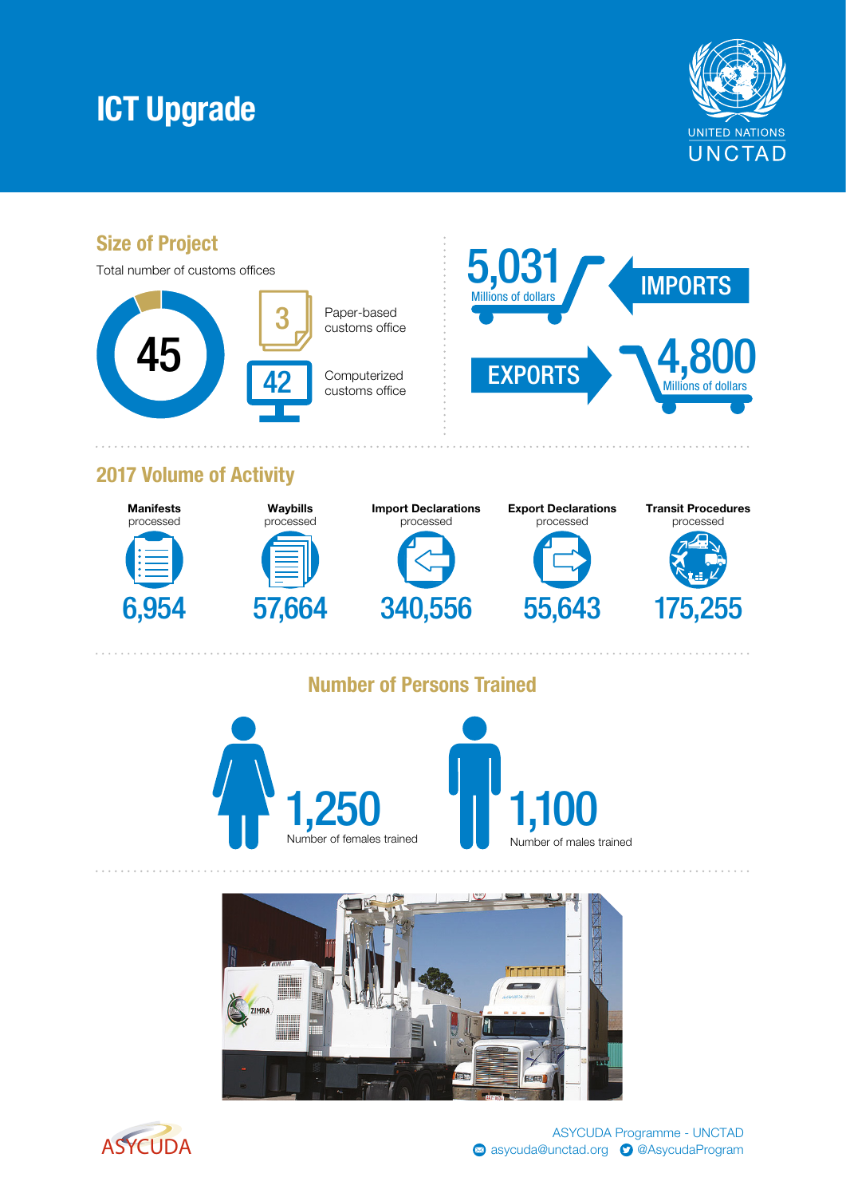# ICT Upgrade

UNITED NATIONS
UNCTAD

## Size of Project

Total number of customs offices

45

3 Paper-based customs office

42 Computerized customs office

5,031 Millions of dollars — IMPORTS

EXPORTS — 4,800 Millions of dollars

## 2017 Volume of Activity

**Manifests** processed
6,954

**Waybills** processed
57,664

**Import Declarations** processed
340,556

**Export Declarations** processed
55,643

**Transit Procedures** processed
175,255

## Number of Persons Trained

1,250
Number of females trained

1,100
Number of males trained

ASYCUDA

ASYCUDA Programme - UNCTAD
asycuda@unctad.org @AsycudaProgram